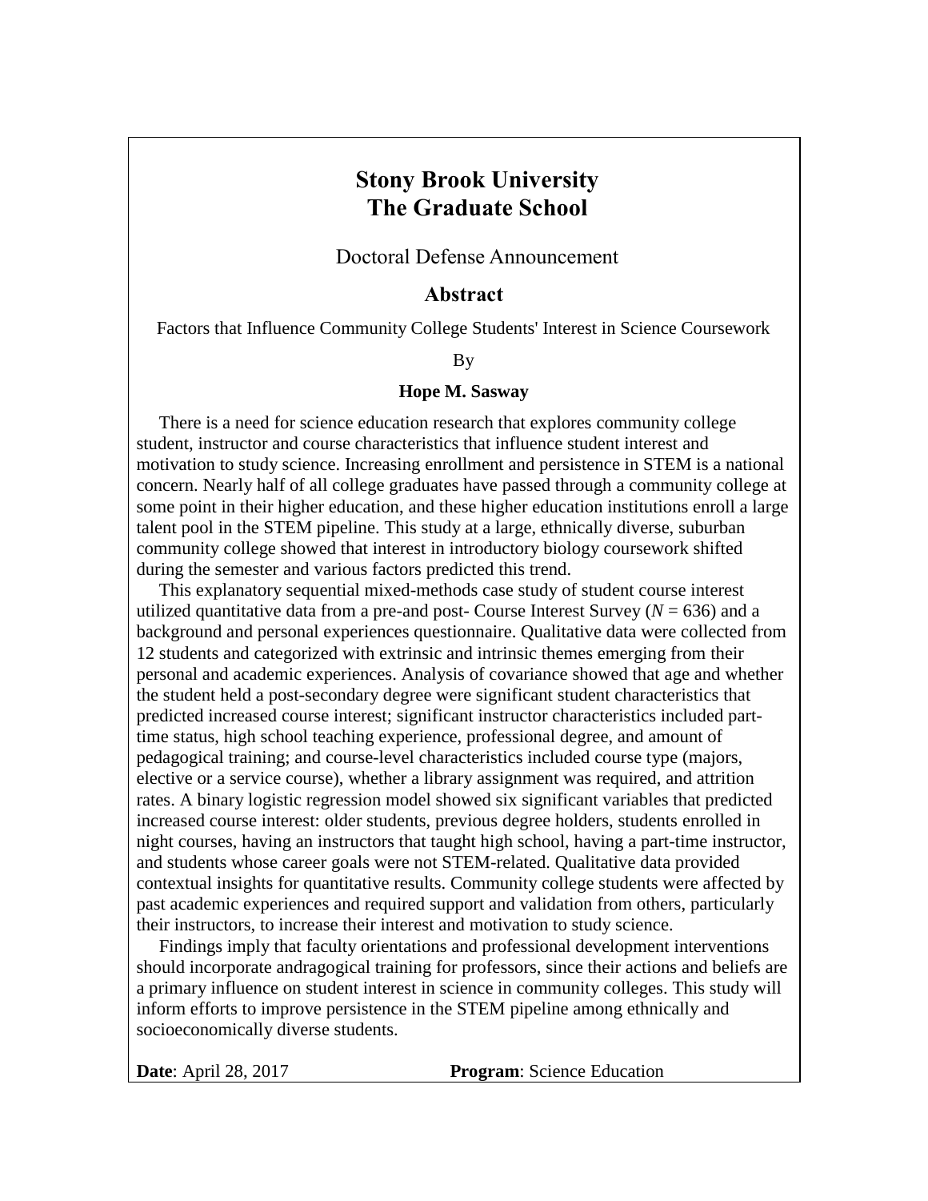# Stony Brook University
# The Graduate School

Doctoral Defense Announcement

## Abstract

Factors that Influence Community College Students' Interest in Science Coursework

By

**Hope M. Sasway**

There is a need for science education research that explores community college student, instructor and course characteristics that influence student interest and motivation to study science. Increasing enrollment and persistence in STEM is a national concern. Nearly half of all college graduates have passed through a community college at some point in their higher education, and these higher education institutions enroll a large talent pool in the STEM pipeline. This study at a large, ethnically diverse, suburban community college showed that interest in introductory biology coursework shifted during the semester and various factors predicted this trend.

This explanatory sequential mixed-methods case study of student course interest utilized quantitative data from a pre-and post- Course Interest Survey ($N = 636$) and a background and personal experiences questionnaire. Qualitative data were collected from 12 students and categorized with extrinsic and intrinsic themes emerging from their personal and academic experiences. Analysis of covariance showed that age and whether the student held a post-secondary degree were significant student characteristics that predicted increased course interest; significant instructor characteristics included part-time status, high school teaching experience, professional degree, and amount of pedagogical training; and course-level characteristics included course type (majors, elective or a service course), whether a library assignment was required, and attrition rates. A binary logistic regression model showed six significant variables that predicted increased course interest: older students, previous degree holders, students enrolled in night courses, having an instructors that taught high school, having a part-time instructor, and students whose career goals were not STEM-related. Qualitative data provided contextual insights for quantitative results. Community college students were affected by past academic experiences and required support and validation from others, particularly their instructors, to increase their interest and motivation to study science.

Findings imply that faculty orientations and professional development interventions should incorporate andragogical training for professors, since their actions and beliefs are a primary influence on student interest in science in community colleges. This study will inform efforts to improve persistence in the STEM pipeline among ethnically and socioeconomically diverse students.

**Date**: April 28, 2017 **Program**: Science Education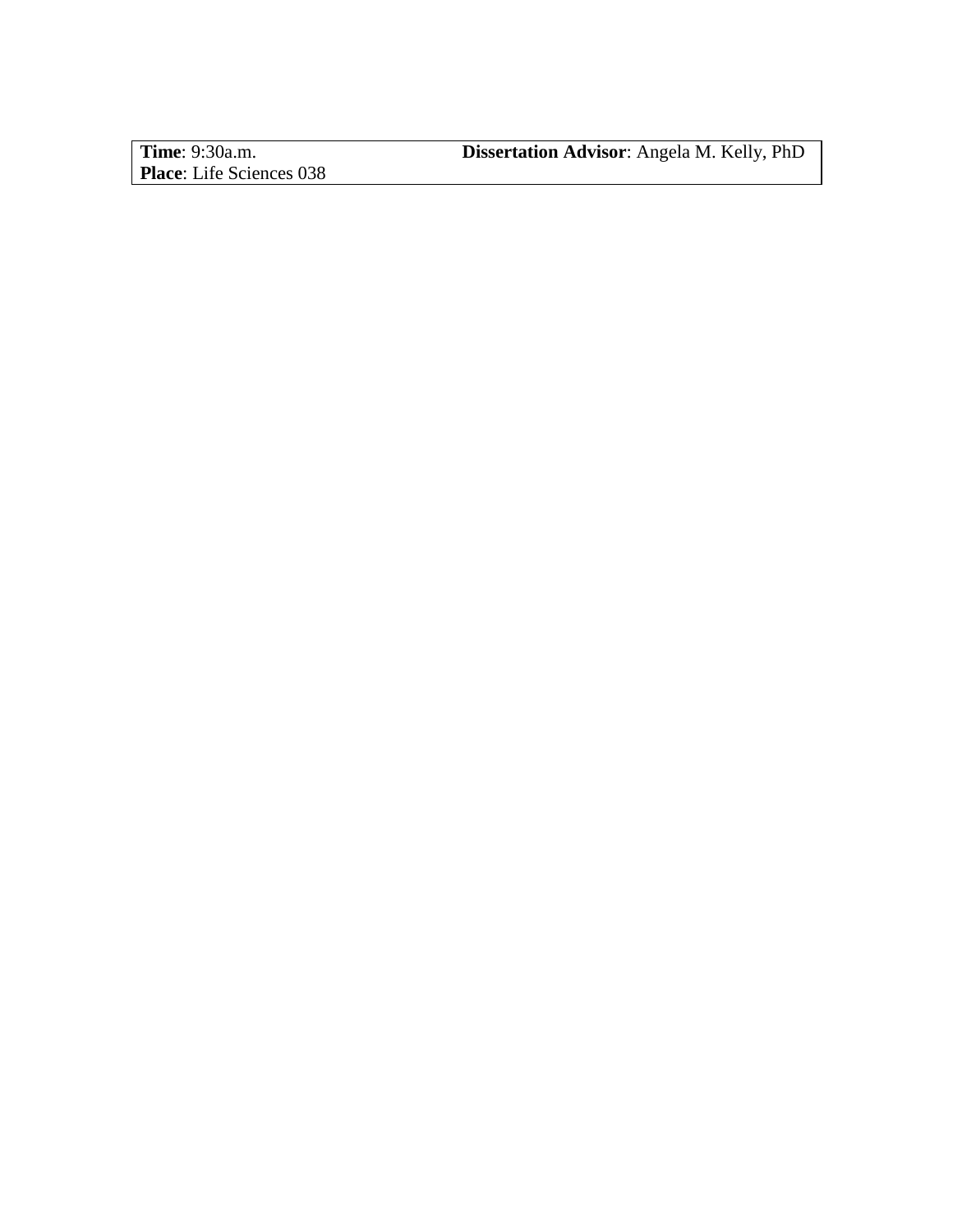| | |
|---|---|
| **Time**: 9:30a.m. | **Dissertation Advisor**: Angela M. Kelly, PhD |
| **Place**: Life Sciences 038 | |